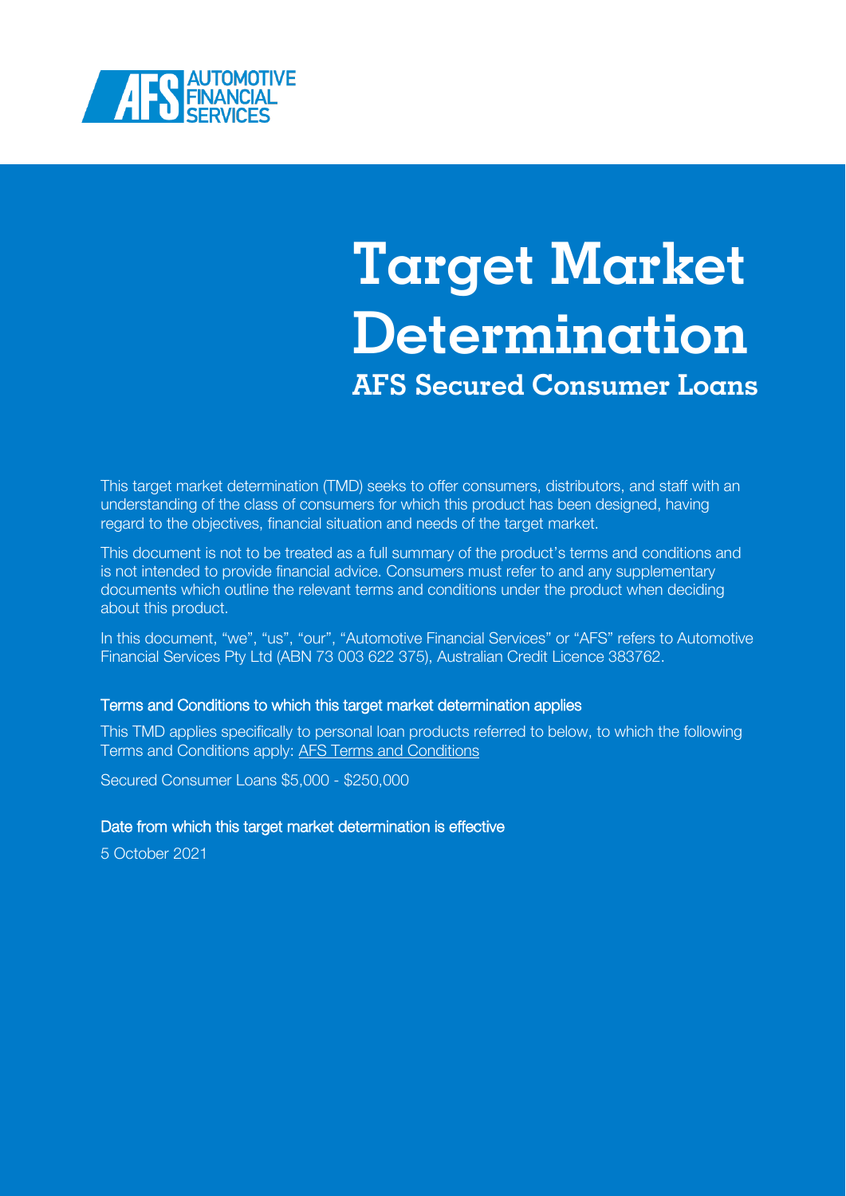AUTOMOTIVE FINANCIAL SERVICES

# Target Market Determination

## AFS Secured Consumer Loans

This target market determination (TMD) seeks to offer consumers, distributors, and staff with an understanding of the class of consumers for which this product has been designed, having regard to the objectives, financial situation and needs of the target market.

This document is not to be treated as a full summary of the product's terms and conditions and is not intended to provide financial advice. Consumers must refer to and any supplementary documents which outline the relevant terms and conditions under the product when deciding about this product.

In this document, "we", "us", "our", "Automotive Financial Services" or "AFS" refers to Automotive Financial Services Pty Ltd (ABN 73 003 622 375), Australian Credit Licence 383762.

### Terms and Conditions to which this target market determination applies

This TMD applies specifically to personal loan products referred to below, to which the following Terms and Conditions apply: AFS Terms and Conditions

Secured Consumer Loans $5,000 - $250,000

### Date from which this target market determination is effective

5 October 2021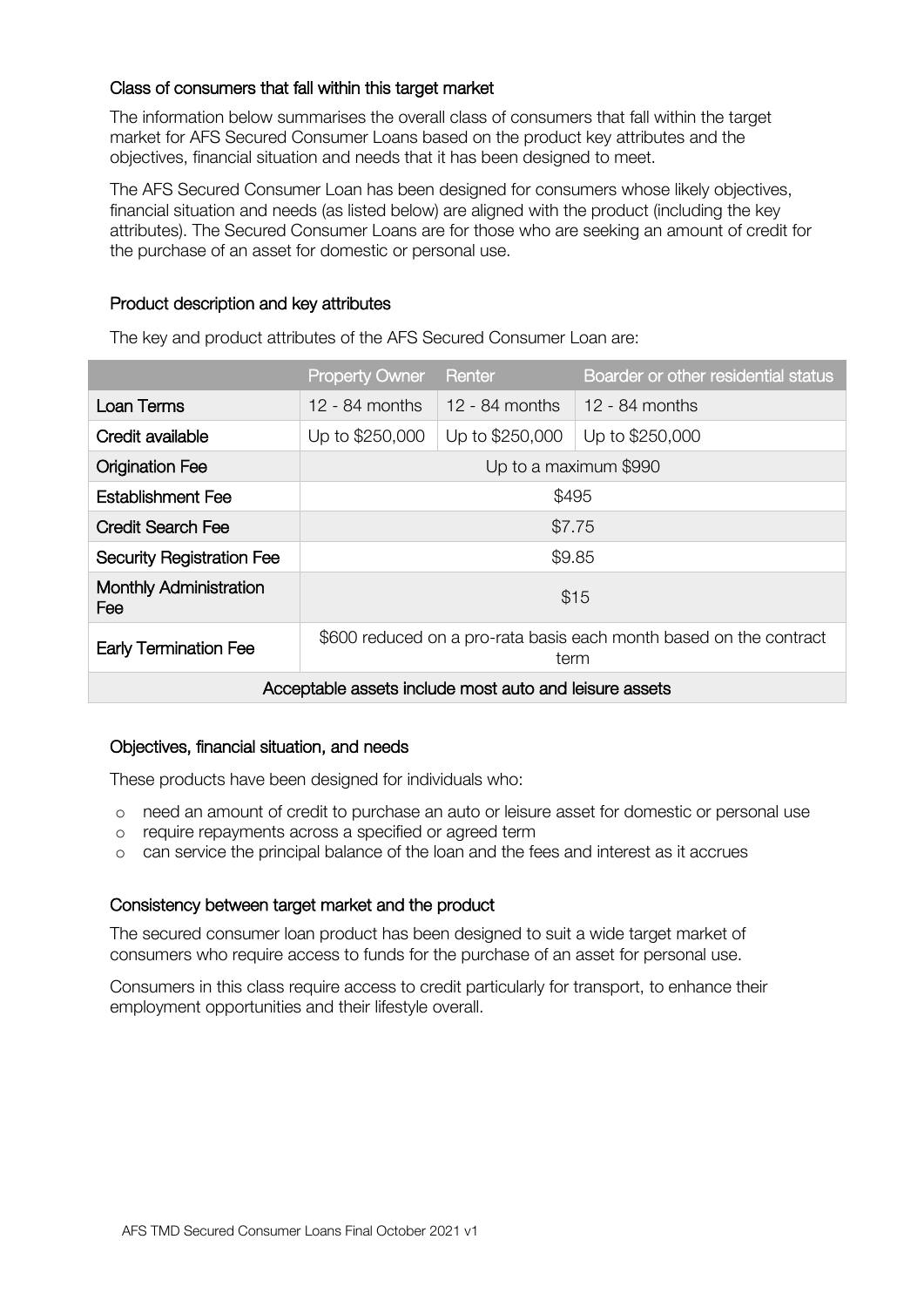### Class of consumers that fall within this target market

The information below summarises the overall class of consumers that fall within the target market for AFS Secured Consumer Loans based on the product key attributes and the objectives, financial situation and needs that it has been designed to meet.

The AFS Secured Consumer Loan has been designed for consumers whose likely objectives, financial situation and needs (as listed below) are aligned with the product (including the key attributes). The Secured Consumer Loans are for those who are seeking an amount of credit for the purchase of an asset for domestic or personal use.

### Product description and key attributes

The key and product attributes of the AFS Secured Consumer Loan are:

| | Property Owner | Renter | Boarder or other residential status |
|---|---|---|---|
| Loan Terms | 12 - 84 months | 12 - 84 months | 12 - 84 months |
| Credit available | Up to $250,000 | Up to $250,000 | Up to $250,000 |
| Origination Fee | Up to a maximum $990 | | |
| Establishment Fee | $495 | | |
| Credit Search Fee | $7.75 | | |
| Security Registration Fee | $9.85 | | |
| Monthly Administration Fee | $15 | | |
| Early Termination Fee | $600 reduced on a pro-rata basis each month based on the contract term | | |
| Acceptable assets include most auto and leisure assets | | | |

### Objectives, financial situation, and needs

These products have been designed for individuals who:

- need an amount of credit to purchase an auto or leisure asset for domestic or personal use
- require repayments across a specified or agreed term
- can service the principal balance of the loan and the fees and interest as it accrues

### Consistency between target market and the product

The secured consumer loan product has been designed to suit a wide target market of consumers who require access to funds for the purchase of an asset for personal use.

Consumers in this class require access to credit particularly for transport, to enhance their employment opportunities and their lifestyle overall.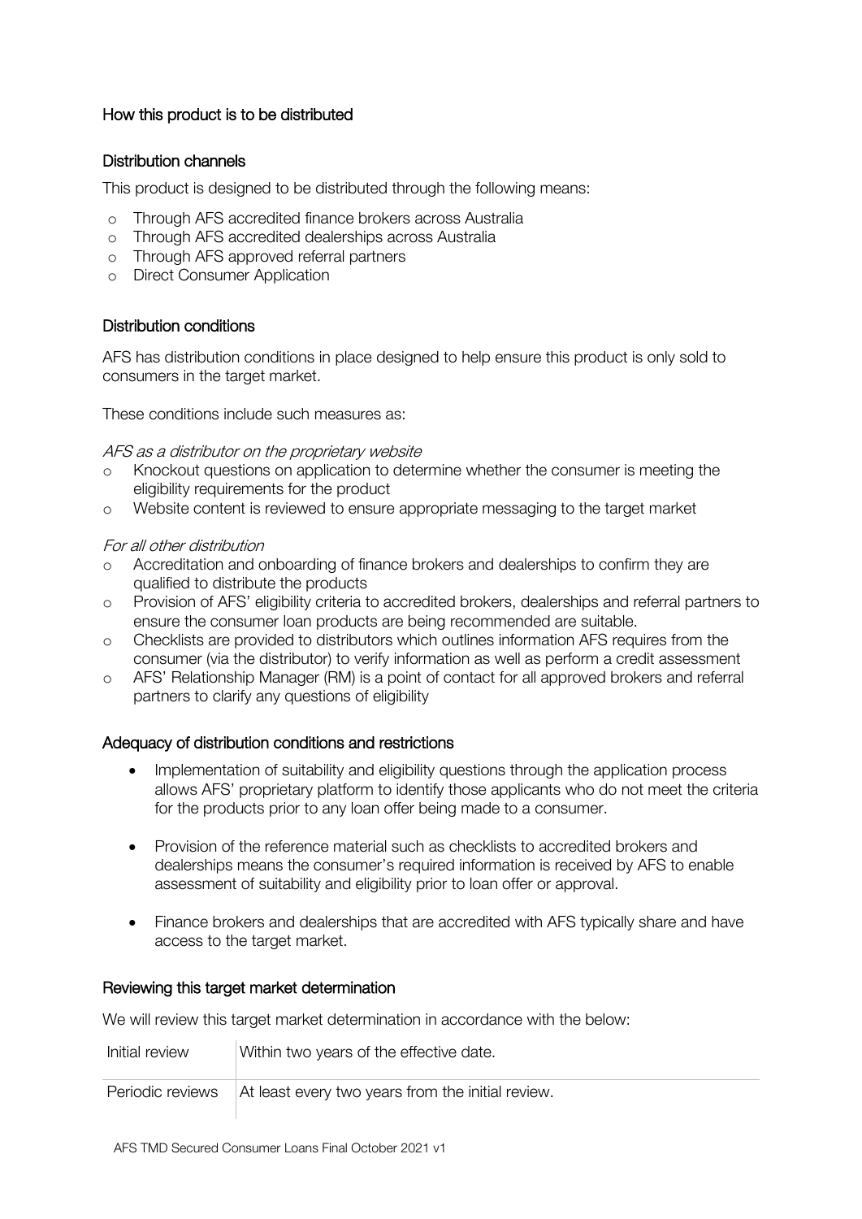## How this product is to be distributed

### Distribution channels

This product is designed to be distributed through the following means:

- Through AFS accredited finance brokers across Australia
- Through AFS accredited dealerships across Australia
- Through AFS approved referral partners
- Direct Consumer Application

### Distribution conditions

AFS has distribution conditions in place designed to help ensure this product is only sold to consumers in the target market.

These conditions include such measures as:

*AFS as a distributor on the proprietary website*

- Knockout questions on application to determine whether the consumer is meeting the eligibility requirements for the product
- Website content is reviewed to ensure appropriate messaging to the target market

*For all other distribution*

- Accreditation and onboarding of finance brokers and dealerships to confirm they are qualified to distribute the products
- Provision of AFS' eligibility criteria to accredited brokers, dealerships and referral partners to ensure the consumer loan products are being recommended are suitable.
- Checklists are provided to distributors which outlines information AFS requires from the consumer (via the distributor) to verify information as well as perform a credit assessment
- AFS' Relationship Manager (RM) is a point of contact for all approved brokers and referral partners to clarify any questions of eligibility

### Adequacy of distribution conditions and restrictions

- Implementation of suitability and eligibility questions through the application process allows AFS' proprietary platform to identify those applicants who do not meet the criteria for the products prior to any loan offer being made to a consumer.
- Provision of the reference material such as checklists to accredited brokers and dealerships means the consumer's required information is received by AFS to enable assessment of suitability and eligibility prior to loan offer or approval.
- Finance brokers and dealerships that are accredited with AFS typically share and have access to the target market.

### Reviewing this target market determination

We will review this target market determination in accordance with the below:

| | |
|---|---|
| Initial review | Within two years of the effective date. |
| Periodic reviews | At least every two years from the initial review. |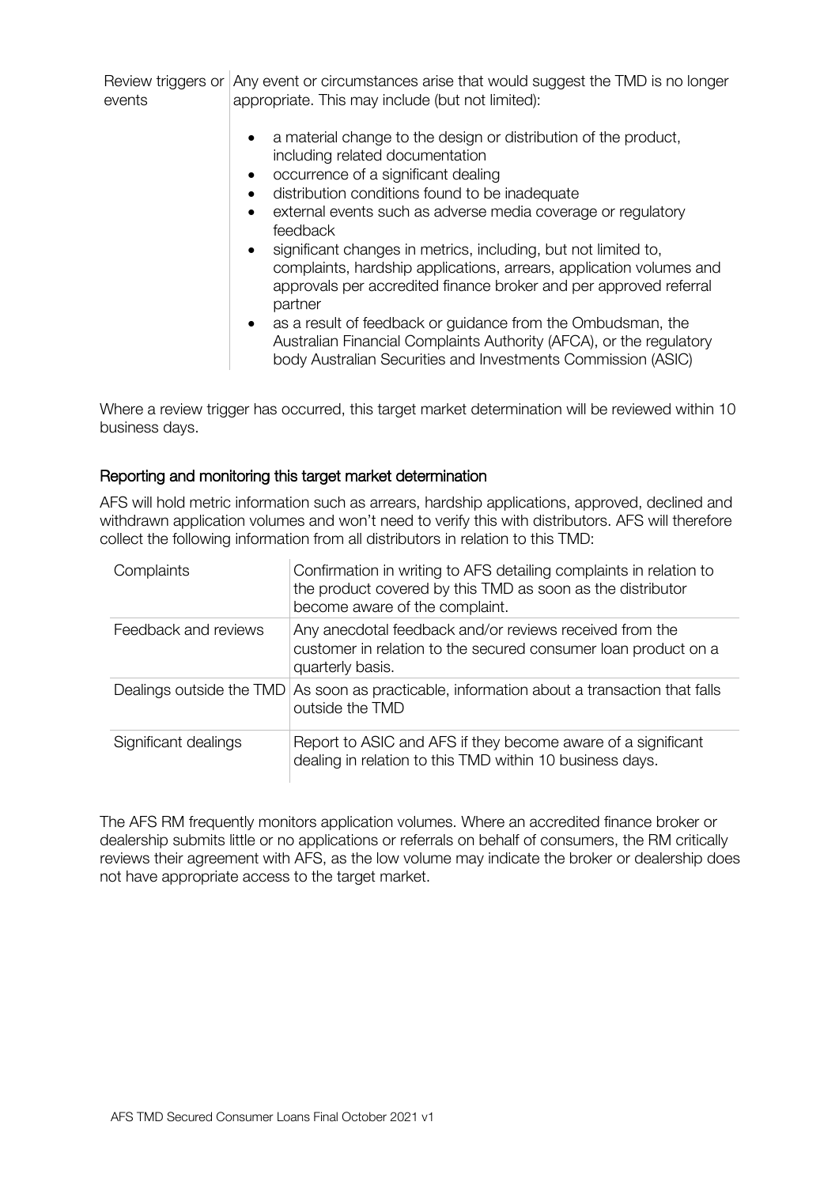| | |
|---|---|
| Review triggers or events | Any event or circumstances arise that would suggest the TMD is no longer appropriate. This may include (but not limited):<br><br>• a material change to the design or distribution of the product, including related documentation<br>• occurrence of a significant dealing<br>• distribution conditions found to be inadequate<br>• external events such as adverse media coverage or regulatory feedback<br>• significant changes in metrics, including, but not limited to, complaints, hardship applications, arrears, application volumes and approvals per accredited finance broker and per approved referral partner<br>• as a result of feedback or guidance from the Ombudsman, the Australian Financial Complaints Authority (AFCA), or the regulatory body Australian Securities and Investments Commission (ASIC) |

Where a review trigger has occurred, this target market determination will be reviewed within 10 business days.

### Reporting and monitoring this target market determination

AFS will hold metric information such as arrears, hardship applications, approved, declined and withdrawn application volumes and won't need to verify this with distributors. AFS will therefore collect the following information from all distributors in relation to this TMD:

| | |
|---|---|
| Complaints | Confirmation in writing to AFS detailing complaints in relation to the product covered by this TMD as soon as the distributor become aware of the complaint. |
| Feedback and reviews | Any anecdotal feedback and/or reviews received from the customer in relation to the secured consumer loan product on a quarterly basis. |
| Dealings outside the TMD | As soon as practicable, information about a transaction that falls outside the TMD |
| Significant dealings | Report to ASIC and AFS if they become aware of a significant dealing in relation to this TMD within 10 business days. |

The AFS RM frequently monitors application volumes. Where an accredited finance broker or dealership submits little or no applications or referrals on behalf of consumers, the RM critically reviews their agreement with AFS, as the low volume may indicate the broker or dealership does not have appropriate access to the target market.